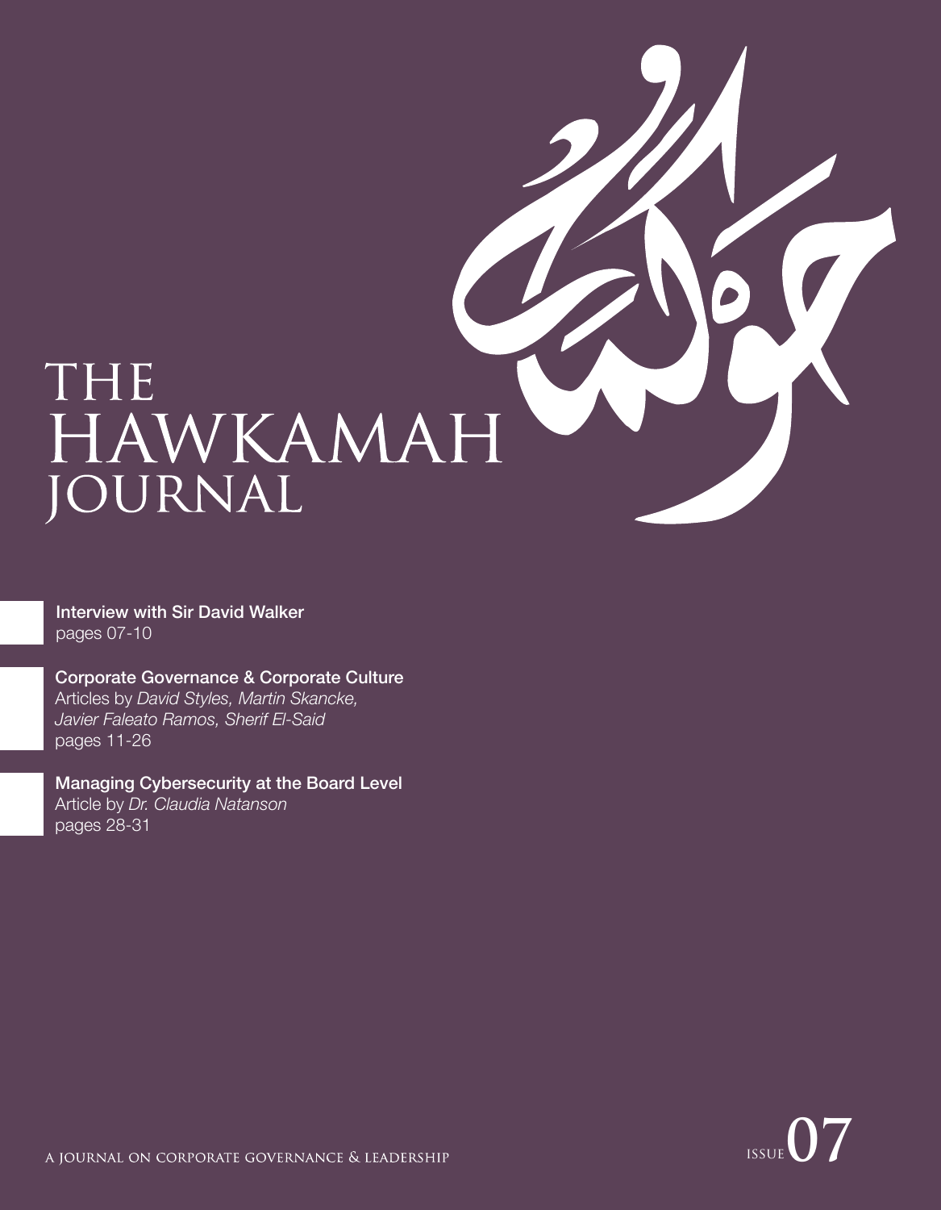# THE HAWKAMAH JOURNAL

حوكمة

**Interview with Sir David Walker**
pages 07-10

**Corporate Governance & Corporate Culture**
Articles by *David Styles, Martin Skancke, Javier Faleato Ramos, Sherif El-Said*
pages 11-26

**Managing Cybersecurity at the Board Level**
Article by *Dr. Claudia Natanson*
pages 28-31

A JOURNAL ON CORPORATE GOVERNANCE & LEADERSHIP

ISSUE 07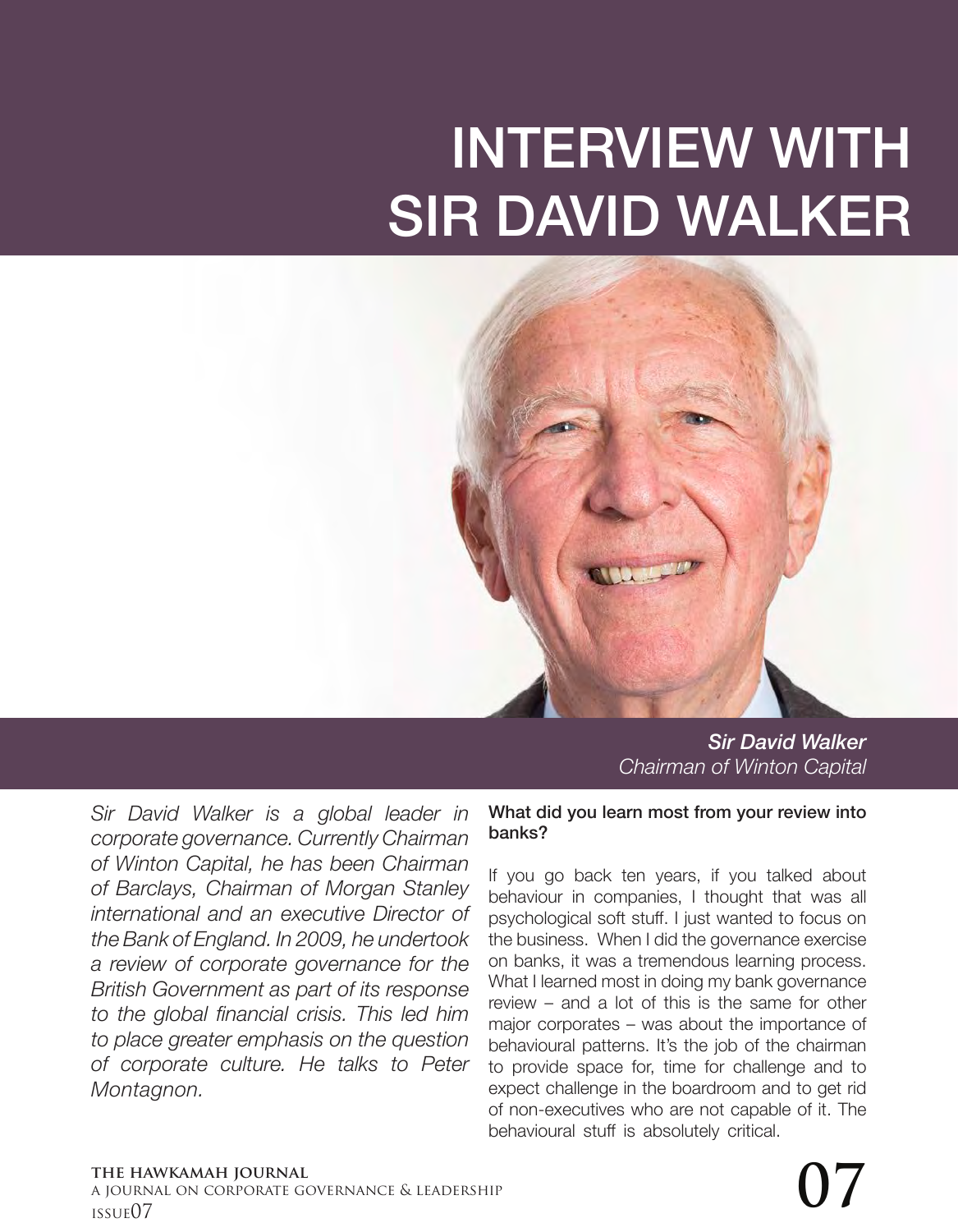# INTERVIEW WITH SIR DAVID WALKER

***Sir David Walker***
*Chairman of Winton Capital*

*Sir David Walker is a global leader in corporate governance. Currently Chairman of Winton Capital, he has been Chairman of Barclays, Chairman of Morgan Stanley international and an executive Director of the Bank of England. In 2009, he undertook a review of corporate governance for the British Government as part of its response to the global financial crisis. This led him to place greater emphasis on the question of corporate culture. He talks to Peter Montagnon.*

**What did you learn most from your review into banks?**

If you go back ten years, if you talked about behaviour in companies, I thought that was all psychological soft stuff. I just wanted to focus on the business. When I did the governance exercise on banks, it was a tremendous learning process. What I learned most in doing my bank governance review – and a lot of this is the same for other major corporates – was about the importance of behavioural patterns. It's the job of the chairman to provide space for, time for challenge and to expect challenge in the boardroom and to get rid of non-executives who are not capable of it. The behavioural stuff is absolutely critical.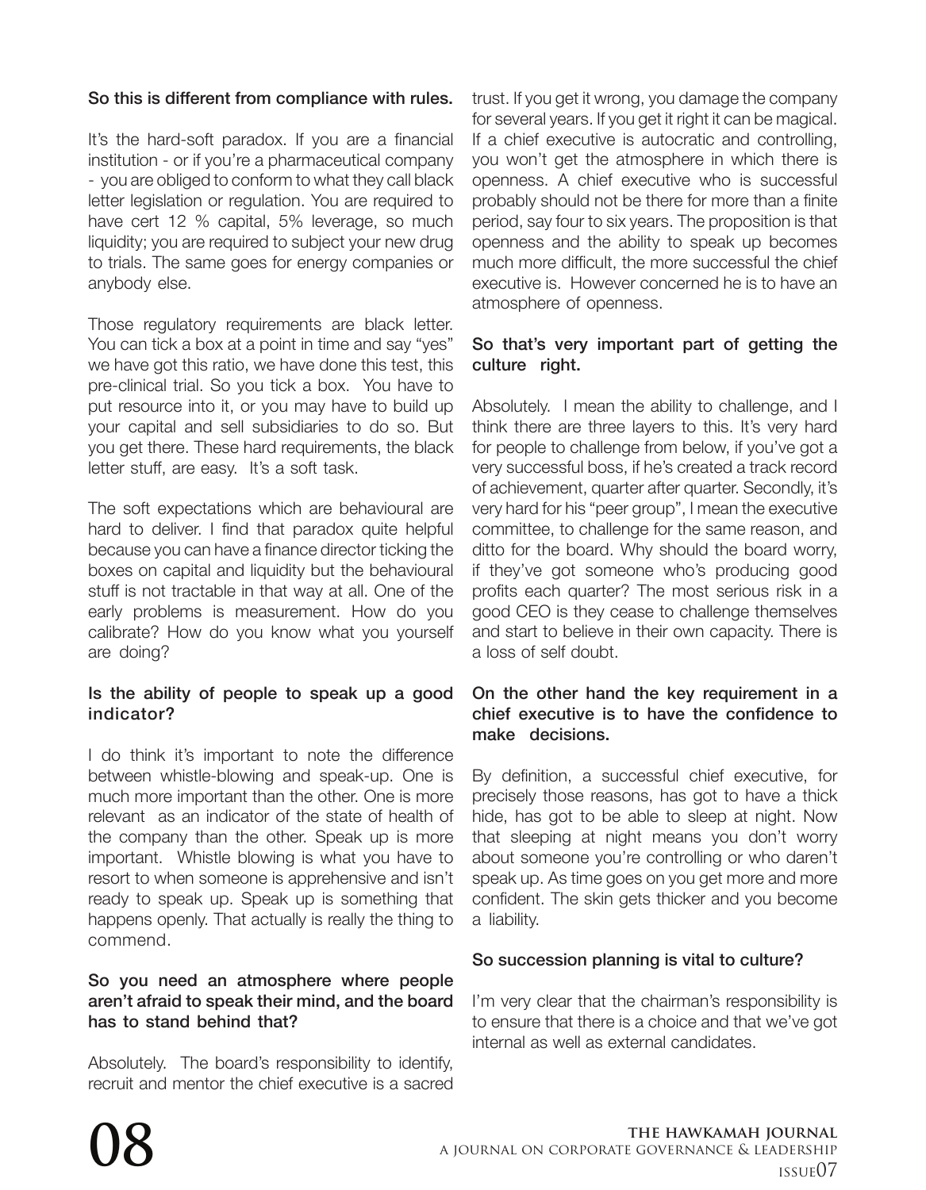**So this is different from compliance with rules.**

It's the hard-soft paradox. If you are a financial institution - or if you're a pharmaceutical company - you are obliged to conform to what they call black letter legislation or regulation. You are required to have cert 12 % capital, 5% leverage, so much liquidity; you are required to subject your new drug to trials. The same goes for energy companies or anybody else.

Those regulatory requirements are black letter. You can tick a box at a point in time and say "yes" we have got this ratio, we have done this test, this pre-clinical trial. So you tick a box. You have to put resource into it, or you may have to build up your capital and sell subsidiaries to do so. But you get there. These hard requirements, the black letter stuff, are easy. It's a soft task.

The soft expectations which are behavioural are hard to deliver. I find that paradox quite helpful because you can have a finance director ticking the boxes on capital and liquidity but the behavioural stuff is not tractable in that way at all. One of the early problems is measurement. How do you calibrate? How do you know what you yourself are doing?

**Is the ability of people to speak up a good indicator?**

I do think it's important to note the difference between whistle-blowing and speak-up. One is much more important than the other. One is more relevant as an indicator of the state of health of the company than the other. Speak up is more important. Whistle blowing is what you have to resort to when someone is apprehensive and isn't ready to speak up. Speak up is something that happens openly. That actually is really the thing to commend.

**So you need an atmosphere where people aren't afraid to speak their mind, and the board has to stand behind that?**

Absolutely. The board's responsibility to identify, recruit and mentor the chief executive is a sacred trust. If you get it wrong, you damage the company for several years. If you get it right it can be magical. If a chief executive is autocratic and controlling, you won't get the atmosphere in which there is openness. A chief executive who is successful probably should not be there for more than a finite period, say four to six years. The proposition is that openness and the ability to speak up becomes much more difficult, the more successful the chief executive is. However concerned he is to have an atmosphere of openness.

**So that's very important part of getting the culture right.**

Absolutely. I mean the ability to challenge, and I think there are three layers to this. It's very hard for people to challenge from below, if you've got a very successful boss, if he's created a track record of achievement, quarter after quarter. Secondly, it's very hard for his "peer group", I mean the executive committee, to challenge for the same reason, and ditto for the board. Why should the board worry, if they've got someone who's producing good profits each quarter? The most serious risk in a good CEO is they cease to challenge themselves and start to believe in their own capacity. There is a loss of self doubt.

**On the other hand the key requirement in a chief executive is to have the confidence to make decisions.**

By definition, a successful chief executive, for precisely those reasons, has got to have a thick hide, has got to be able to sleep at night. Now that sleeping at night means you don't worry about someone you're controlling or who daren't speak up. As time goes on you get more and more confident. The skin gets thicker and you become a liability.

**So succession planning is vital to culture?**

I'm very clear that the chairman's responsibility is to ensure that there is a choice and that we've got internal as well as external candidates.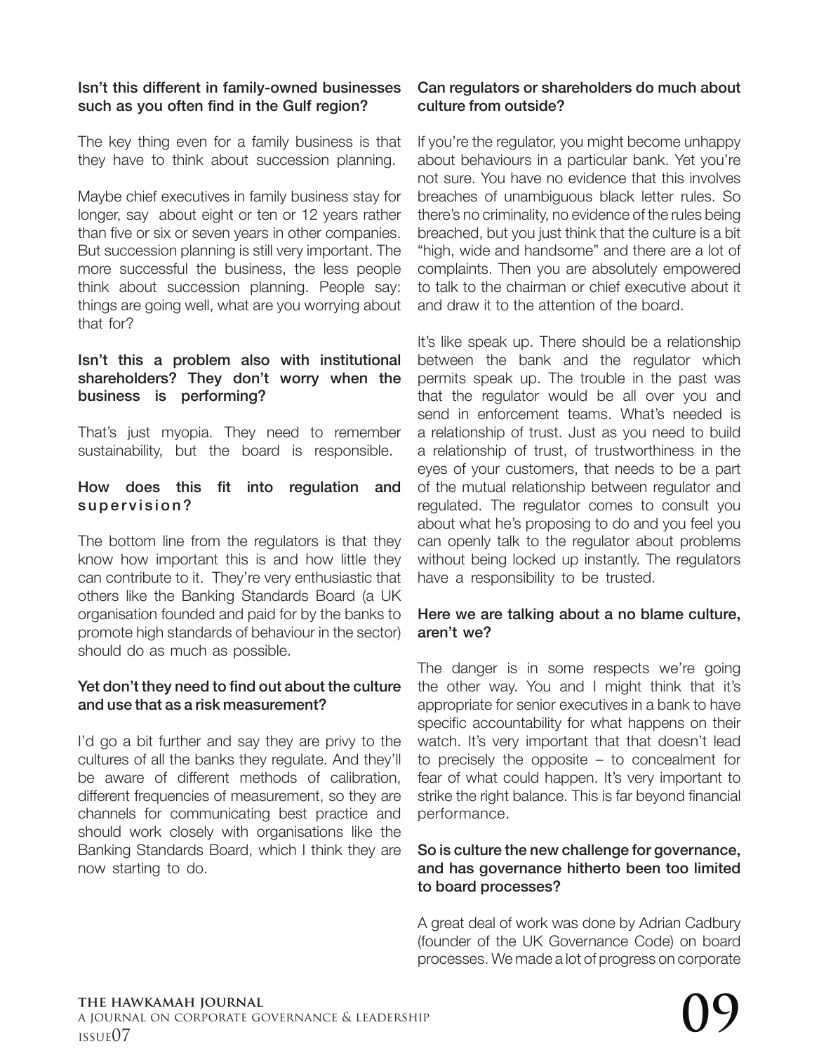**Isn't this different in family-owned businesses such as you often find in the Gulf region?**

The key thing even for a family business is that they have to think about succession planning.

Maybe chief executives in family business stay for longer, say about eight or ten or 12 years rather than five or six or seven years in other companies. But succession planning is still very important. The more successful the business, the less people think about succession planning. People say: things are going well, what are you worrying about that for?

**Isn't this a problem also with institutional shareholders? They don't worry when the business is performing?**

That's just myopia. They need to remember sustainability, but the board is responsible.

**How does this fit into regulation and supervision?**

The bottom line from the regulators is that they know how important this is and how little they can contribute to it. They're very enthusiastic that others like the Banking Standards Board (a UK organisation founded and paid for by the banks to promote high standards of behaviour in the sector) should do as much as possible.

**Yet don't they need to find out about the culture and use that as a risk measurement?**

I'd go a bit further and say they are privy to the cultures of all the banks they regulate. And they'll be aware of different methods of calibration, different frequencies of measurement, so they are channels for communicating best practice and should work closely with organisations like the Banking Standards Board, which I think they are now starting to do.

**Can regulators or shareholders do much about culture from outside?**

If you're the regulator, you might become unhappy about behaviours in a particular bank. Yet you're not sure. You have no evidence that this involves breaches of unambiguous black letter rules. So there's no criminality, no evidence of the rules being breached, but you just think that the culture is a bit "high, wide and handsome" and there are a lot of complaints. Then you are absolutely empowered to talk to the chairman or chief executive about it and draw it to the attention of the board.

It's like speak up. There should be a relationship between the bank and the regulator which permits speak up. The trouble in the past was that the regulator would be all over you and send in enforcement teams. What's needed is a relationship of trust. Just as you need to build a relationship of trust, of trustworthiness in the eyes of your customers, that needs to be a part of the mutual relationship between regulator and regulated. The regulator comes to consult you about what he's proposing to do and you feel you can openly talk to the regulator about problems without being locked up instantly. The regulators have a responsibility to be trusted.

**Here we are talking about a no blame culture, aren't we?**

The danger is in some respects we're going the other way. You and I might think that it's appropriate for senior executives in a bank to have specific accountability for what happens on their watch. It's very important that that doesn't lead to precisely the opposite – to concealment for fear of what could happen. It's very important to strike the right balance. This is far beyond financial performance.

**So is culture the new challenge for governance, and has governance hitherto been too limited to board processes?**

A great deal of work was done by Adrian Cadbury (founder of the UK Governance Code) on board processes. We made a lot of progress on corporate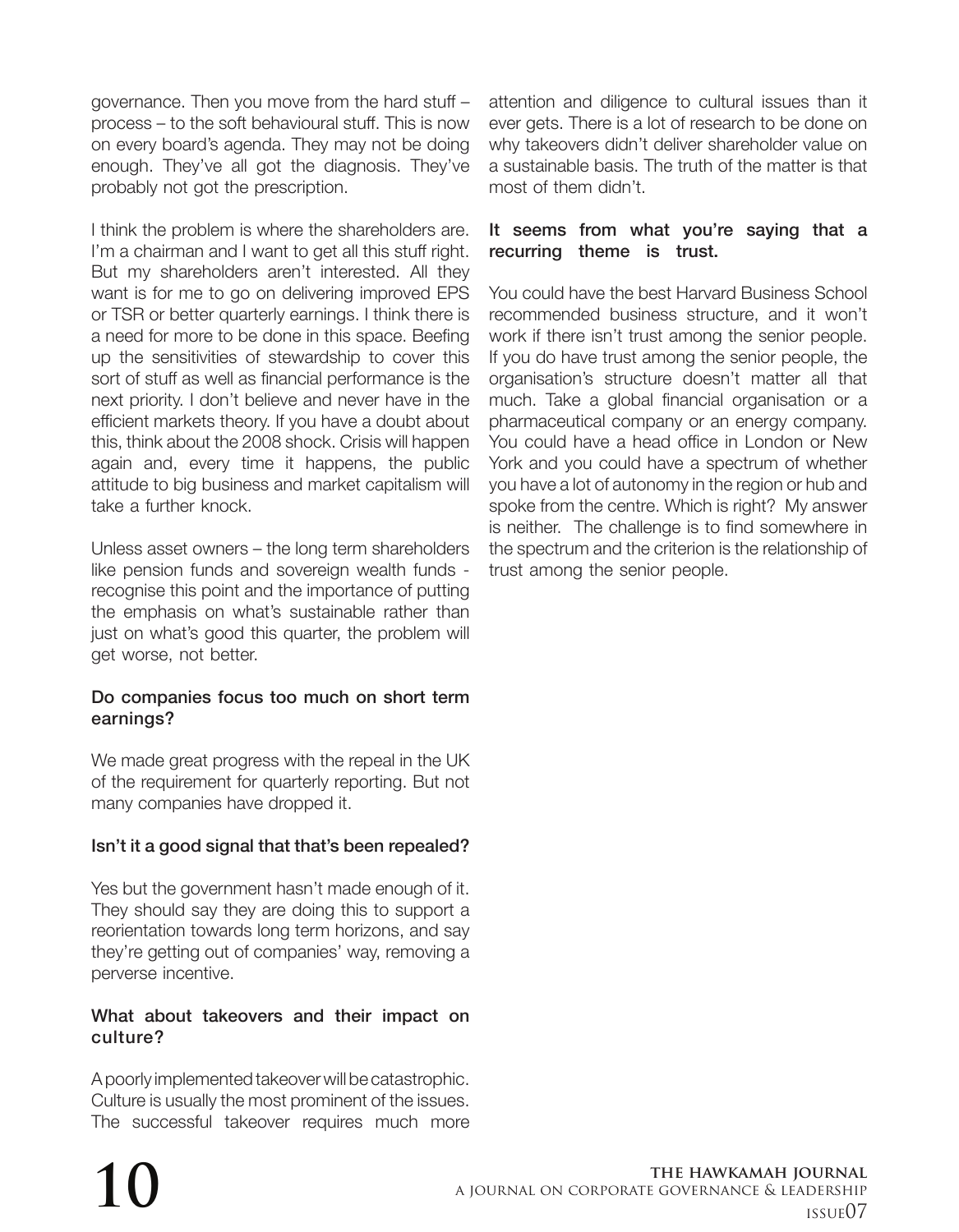governance. Then you move from the hard stuff – process – to the soft behavioural stuff. This is now on every board's agenda. They may not be doing enough. They've all got the diagnosis. They've probably not got the prescription.

I think the problem is where the shareholders are. I'm a chairman and I want to get all this stuff right. But my shareholders aren't interested. All they want is for me to go on delivering improved EPS or TSR or better quarterly earnings. I think there is a need for more to be done in this space. Beefing up the sensitivities of stewardship to cover this sort of stuff as well as financial performance is the next priority. I don't believe and never have in the efficient markets theory. If you have a doubt about this, think about the 2008 shock. Crisis will happen again and, every time it happens, the public attitude to big business and market capitalism will take a further knock.

Unless asset owners – the long term shareholders like pension funds and sovereign wealth funds - recognise this point and the importance of putting the emphasis on what's sustainable rather than just on what's good this quarter, the problem will get worse, not better.

**Do companies focus too much on short term earnings?**

We made great progress with the repeal in the UK of the requirement for quarterly reporting. But not many companies have dropped it.

**Isn't it a good signal that that's been repealed?**

Yes but the government hasn't made enough of it. They should say they are doing this to support a reorientation towards long term horizons, and say they're getting out of companies' way, removing a perverse incentive.

**What about takeovers and their impact on culture?**

A poorly implemented takeover will be catastrophic. Culture is usually the most prominent of the issues. The successful takeover requires much more attention and diligence to cultural issues than it ever gets. There is a lot of research to be done on why takeovers didn't deliver shareholder value on a sustainable basis. The truth of the matter is that most of them didn't.

**It seems from what you're saying that a recurring theme is trust.**

You could have the best Harvard Business School recommended business structure, and it won't work if there isn't trust among the senior people. If you do have trust among the senior people, the organisation's structure doesn't matter all that much. Take a global financial organisation or a pharmaceutical company or an energy company. You could have a head office in London or New York and you could have a spectrum of whether you have a lot of autonomy in the region or hub and spoke from the centre. Which is right? My answer is neither. The challenge is to find somewhere in the spectrum and the criterion is the relationship of trust among the senior people.